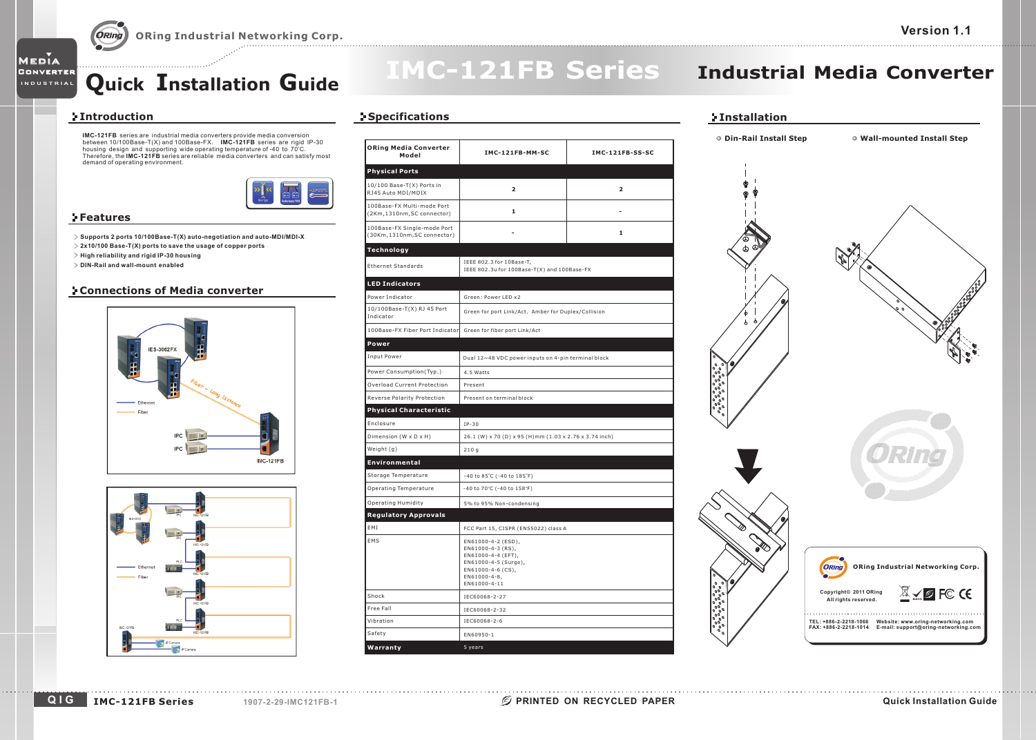# Quick Installation Guide

# IMC-121FB Series Industrial Media Converter

Version 1.1

## Introduction

**IMC-121FB** series are industrial media converters provide media conversion between 10/100Base-T(X) and 100Base-FX. **IMC-121FB** series are rigid IP-30 housing design and supporting wide operating temperature of -40 to 70°C. Therefore, the **IMC-121FB** series are reliable media converters and can satisfy most demand of operating environment.

## Features

- **Supports 2 ports 10/100Base-T(X) auto-negotiation and auto-MDI/MDI-X**
- **2x10/100 Base-T(X) ports to save the usage of copper ports**
- **High reliability and rigid IP-30 housing**
- **DIN-Rail and wall-mount enabled**

## Connections of Media converter

IES-3062FX

Fiber - Long Distance

Ethernet

Fiber

IPC

IPC

IMC-121FB

## Specifications

| ORing Media Converter Model | IMC-121FB-MM-SC | IMC-121FB-SS-SC |
|---|---|---|
| **Physical Ports** | | |
| 10/100 Base-T(X) Ports in RJ45 Auto MDI/MDIX | 2 | 2 |
| 100Base-FX Multi-mode Port (2Km,1310nm,SC connector) | 1 | - |
| 100Base-FX Single-mode Port (30Km,1310nm,SC connector) | - | 1 |
| **Technology** | | |
| Ethernet Standards | IEEE 802.3 for 10Base-T, IEEE 802.3u for 100Base-T(X) and 100Base-FX | |
| **LED Indicators** | | |
| Power Indicator | Green: Power LED x2 | |
| 10/100Base-T(X) RJ 45 Port Indicator | Green for port Link/Act. Amber for Duplex/Collision | |
| 100Base-FX Fiber Port Indicator | Green for fiber port Link/Act | |
| **Power** | | |
| Input Power | Dual 12~48 VDC power inputs on 4-pin terminal block | |
| Power Consumption(Typ.) | 4.5 Watts | |
| Overload Current Protection | Present | |
| Reverse Polarity Protection | Present on terminal block | |
| **Physical Characteristic** | | |
| Enclosure | IP-30 | |
| Dimension (W x D x H) | 26.1 (W) x 70 (D) x 95 (H)mm (1.03 x 2.76 x 3.74 inch) | |
| Weight (g) | 210 g | |
| **Environmental** | | |
| Storage Temperature | -40 to 85°C (-40 to 185°F) | |
| Operating Temperature | -40 to 70°C (-40 to 158°F) | |
| Operating Humidity | 5% to 95% Non-condensing | |
| **Regulatory Approvals** | | |
| EMI | FCC Part 15, CISPR (EN55022) class A | |
| EMS | EN61000-4-2 (ESD), EN61000-4-3 (RS), EN61000-4-4 (EFT), EN61000-4-5 (Surge), EN61000-4-6 (CS), EN61000-4-8, EN61000-4-11 | |
| Shock | IEC60068-2-27 | |
| Free Fall | IEC60068-2-32 | |
| Vibration | IEC60068-2-6 | |
| Safety | EN60950-1 | |
| **Warranty** | 5 years | |

## Installation

- Din-Rail Install Step
- Wall-mounted Install Step

ORing Industrial Networking Corp.

Copyright© 2011 ORing
All rights reserved.

TEL: +886-2-2218-1066
FAX: +886-2-2218-1014
Website: www.oring-networking.com
E-mail: support@oring-networking.com

1907-2-29-IMC121FB-1

PRINTED ON RECYCLED PAPER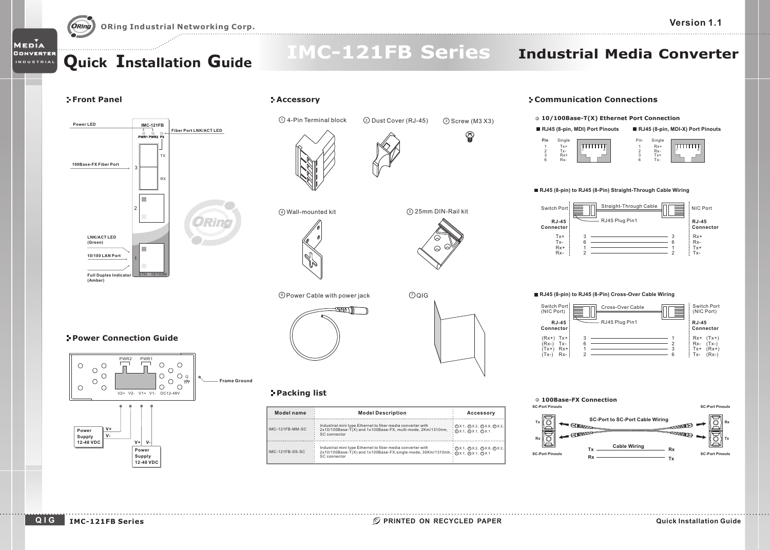# Quick Installation Guide

# IMC-121FB Series Industrial Media Converter

Version 1.1

ORing Industrial Networking Corp.

## Front Panel

IMC-121FB

PWR1 PWR2 P3

Power LED

Fiber Port LNK/ACT LED

100Base-FX Fiber Port

TX

RX

3

2

1

LNK/ACT LED (Green)

10/100 LAN Port

Full Duplex Indicator (Amber)

ETH 10/100M

## Power Connection Guide

PWR2 PWR1

V2+ V2- V1+ V1- DC12-48V

G

Frame Ground

Power Supply 12-48 VDC

V+

V-

V+ V-

Power Supply 12-48 VDC

## Accessory

1. 4-Pin Terminal block
2. Dust Cover (RJ-45)
3. Screw (M3 X3)
4. Wall-mounted kit
5. 25mm DIN-Rail kit
6. Power Cable with power jack
7. QIG

## Packing list

| Model name | Model Description | Accessory |
|---|---|---|
| IMC-121FB-MM-SC | Industrial mini type Ethernet to fiber media converter with 2x10/100Base-T(X) and 1x100Base-FX, multi-mode, 2Km/1310nm, SC connector | 1 X 1, 2 X 2, 3 X 8, 4 X 2, 5 X 1, 6 X 1, 7 X 1 |
| IMC-121FB-SS-SC | Industrial mini type Ethernet to fiber media converter with 2x10/100Base-T(X) and 1x100Base-FX,single-mode, 30Km/1310nm, SC connector | 1 X 1, 2 X 2, 3 X 8, 4 X 2, 5 X 1, 6 X 1, 7 X 1 |

## Communication Connections

### 10/100Base-T(X) Ethernet Port Connection

**RJ45 (8-pin, MDI) Port Pinouts**

| Pin | Single |
|---|---|
| 1 | Tx+ |
| 2 | Tx- |
| 3 | Rx+ |
| 6 | Rx- |

**RJ45 (8-pin, MDI-X) Port Pinouts**

| Pin | Single |
|---|---|
| 1 | Rx+ |
| 2 | Rx- |
| 3 | Tx+ |
| 6 | Tx- |

**RJ45 (8-pin) to RJ45 (8-Pin) Straight-Through Cable Wiring**

Switch Port — Straight-Through Cable — NIC Port

RJ45 Plug Pin1

| RJ-45 Connector | | | RJ-45 Connector |
|---|---|---|---|
| Tx+ | 3 | 3 | Rx+ |
| Tx- | 6 | 6 | Rx- |
| Rx+ | 1 | 1 | Tx+ |
| Rx- | 2 | 2 | Tx- |

**RJ45 (8-pin) to RJ45 (8-Pin) Cross-Over Cable Wiring**

Switch Port (NIC Port) — Cross-Over Cable — Switch Port (NIC Port)

RJ45 Plug Pin1

| RJ-45 Connector | | | RJ-45 Connector |
|---|---|---|---|
| (Rx+) Tx+ | 3 | 1 | Rx+ (Tx+) |
| (Rx-) Tx- | 6 | 2 | Rx- (Tx-) |
| (Tx+) Rx+ | 1 | 3 | Tx+ (Rx+) |
| (Tx-) Rx- | 2 | 6 | Tx- (Rx-) |

### 100Base-FX Connection

SC-Port Pinouts

SC-Port to SC-Port Cable Wiring

Tx — Rx

Rx — Tx

Cable Wiring

Tx — Rx

Rx — Tx

PRINTED ON RECYCLED PAPER